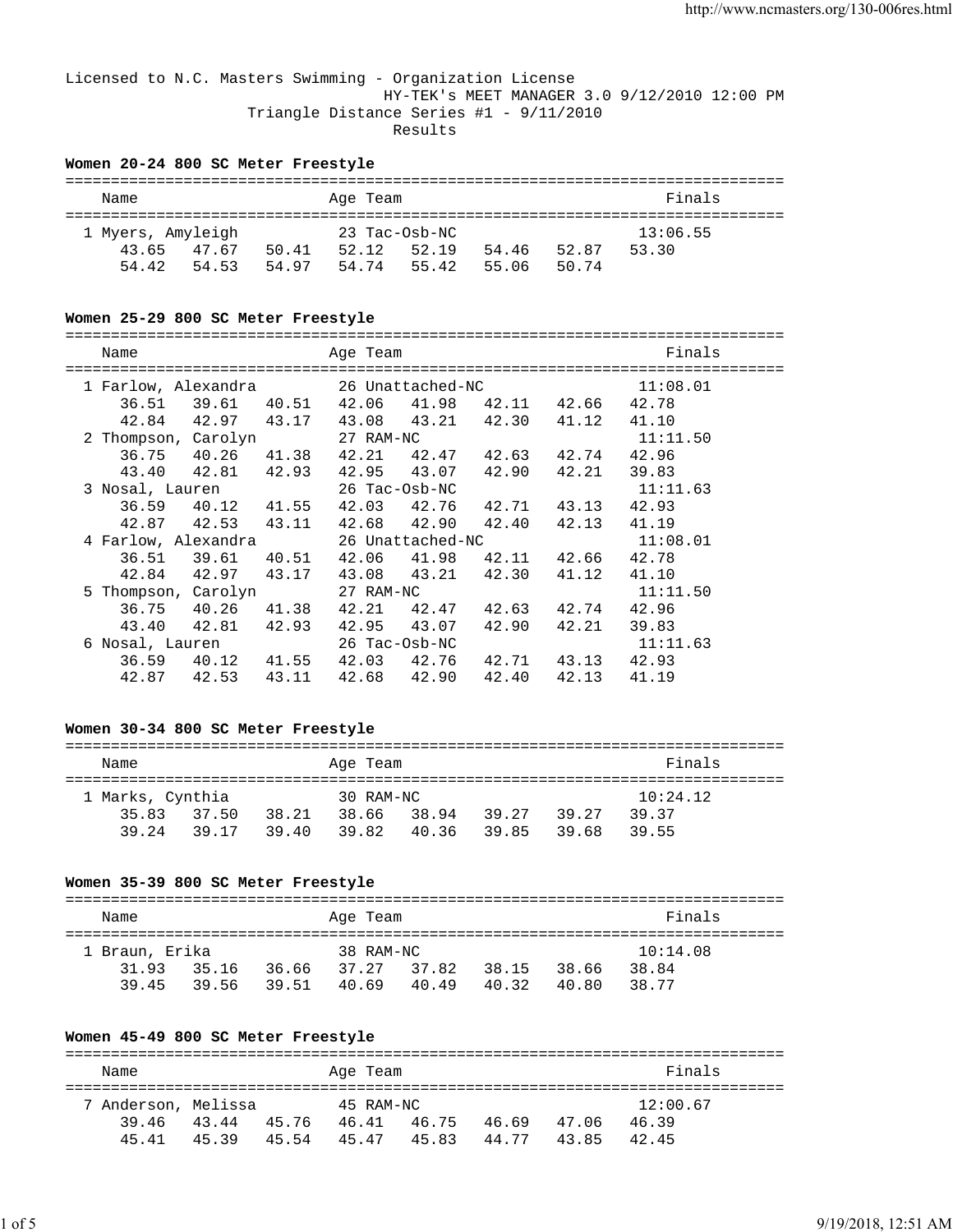Licensed to N.C. Masters Swimming - Organization License
HY-TEK's MEET MANAGER 3.0 9/12/2010 12:00 PM
Triangle Distance Series #1 - 9/11/2010
Results

**Women 20-24 800 SC Meter Freestyle**

```
===============================================================================
    Name                    Age Team                                    Finals
===============================================================================
  1 Myers, Amyleigh          23 Tac-Osb-NC                            13:06.55
      43.65    47.67    50.41    52.12    52.19    54.46    52.87    53.30
      54.42    54.53    54.97    54.74    55.42    55.06    50.74
```

**Women 25-29 800 SC Meter Freestyle**

```
===============================================================================
    Name                    Age Team                                    Finals
===============================================================================
  1 Farlow, Alexandra        26 Unattached-NC                         11:08.01
      36.51    39.61    40.51    42.06    41.98    42.11    42.66    42.78
      42.84    42.97    43.17    43.08    43.21    42.30    41.12    41.10
  2 Thompson, Carolyn        27 RAM-NC                                11:11.50
      36.75    40.26    41.38    42.21    42.47    42.63    42.74    42.96
      43.40    42.81    42.93    42.95    43.07    42.90    42.21    39.83
  3 Nosal, Lauren            26 Tac-Osb-NC                            11:11.63
      36.59    40.12    41.55    42.03    42.76    42.71    43.13    42.93
      42.87    42.53    43.11    42.68    42.90    42.40    42.13    41.19
  4 Farlow, Alexandra        26 Unattached-NC                         11:08.01
      36.51    39.61    40.51    42.06    41.98    42.11    42.66    42.78
      42.84    42.97    43.17    43.08    43.21    42.30    41.12    41.10
  5 Thompson, Carolyn        27 RAM-NC                                11:11.50
      36.75    40.26    41.38    42.21    42.47    42.63    42.74    42.96
      43.40    42.81    42.93    42.95    43.07    42.90    42.21    39.83
  6 Nosal, Lauren            26 Tac-Osb-NC                            11:11.63
      36.59    40.12    41.55    42.03    42.76    42.71    43.13    42.93
      42.87    42.53    43.11    42.68    42.90    42.40    42.13    41.19
```

**Women 30-34 800 SC Meter Freestyle**

```
===============================================================================
    Name                    Age Team                                    Finals
===============================================================================
  1 Marks, Cynthia           30 RAM-NC                                10:24.12
      35.83    37.50    38.21    38.66    38.94    39.27    39.27    39.37
      39.24    39.17    39.40    39.82    40.36    39.85    39.68    39.55
```

**Women 35-39 800 SC Meter Freestyle**

```
===============================================================================
    Name                    Age Team                                    Finals
===============================================================================
  1 Braun, Erika             38 RAM-NC                                10:14.08
      31.93    35.16    36.66    37.27    37.82    38.15    38.66    38.84
      39.45    39.56    39.51    40.69    40.49    40.32    40.80    38.77
```

**Women 45-49 800 SC Meter Freestyle**

```
===============================================================================
    Name                    Age Team                                    Finals
===============================================================================
  7 Anderson, Melissa        45 RAM-NC                                12:00.67
      39.46    43.44    45.76    46.41    46.75    46.69    47.06    46.39
      45.41    45.39    45.54    45.47    45.83    44.77    43.85    42.45
```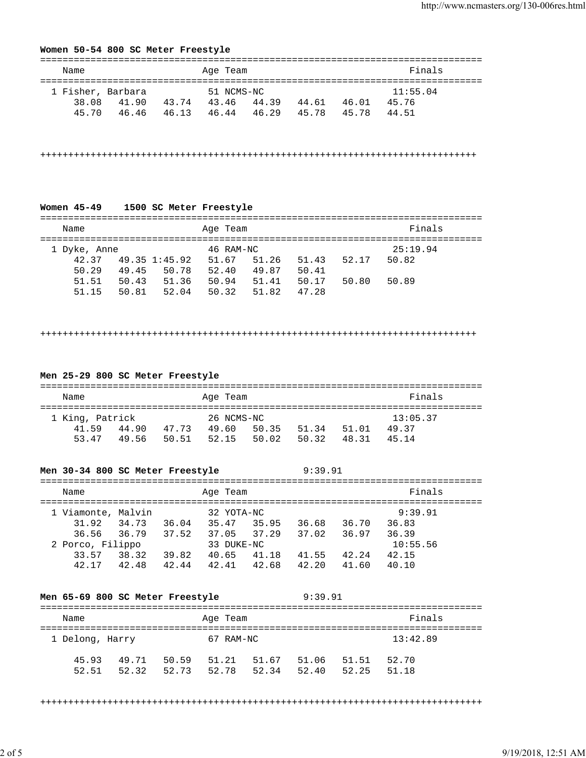**Women 50-54 800 SC Meter Freestyle**

| Name | Age | Team | Finals |
|---|---|---|---|
| 1 Fisher, Barbara | 51 | NCMS-NC | 11:55.04 |

38.08 41.90 43.74 43.46 44.39 44.61 46.01 45.76
45.70 46.46 46.13 46.44 46.29 45.78 45.78 44.51

++++++++++++++++++++++++++++++++++++++++++++++++++++++++++++++++++++++++++++++

**Women 45-49 1500 SC Meter Freestyle**

| Name | Age | Team | Finals |
|---|---|---|---|
| 1 Dyke, Anne | 46 | RAM-NC | 25:19.94 |

42.37 49.35 1:45.92 51.67 51.26 51.43 52.17 50.82
50.29 49.45 50.78 52.40 49.87 50.41
51.51 50.43 51.36 50.94 51.41 50.17 50.80 50.89
51.15 50.81 52.04 50.32 51.82 47.28

++++++++++++++++++++++++++++++++++++++++++++++++++++++++++++++++++++++++++++++

**Men 25-29 800 SC Meter Freestyle**

| Name | Age | Team | Finals |
|---|---|---|---|
| 1 King, Patrick | 26 | NCMS-NC | 13:05.37 |

41.59 44.90 47.73 49.60 50.35 51.34 51.01 49.37
53.47 49.56 50.51 52.15 50.02 50.32 48.31 45.14

**Men 30-34 800 SC Meter Freestyle** 9:39.91

| Name | Age | Team | Finals |
|---|---|---|---|
| 1 Viamonte, Malvin | 32 | YOTA-NC | 9:39.91 |
| 2 Porco, Filippo | 33 | DUKE-NC | 10:55.56 |

1 Viamonte, Malvin:
31.92 34.73 36.04 35.47 35.95 36.68 36.70 36.83
36.56 36.79 37.52 37.05 37.29 37.02 36.97 36.39

2 Porco, Filippo:
33.57 38.32 39.82 40.65 41.18 41.55 42.24 42.15
42.17 42.48 42.44 42.41 42.68 42.20 41.60 40.10

**Men 65-69 800 SC Meter Freestyle** 9:39.91

| Name | Age | Team | Finals |
|---|---|---|---|
| 1 Delong, Harry | 67 | RAM-NC | 13:42.89 |

45.93 49.71 50.59 51.21 51.67 51.06 51.51 52.70
52.51 52.32 52.73 52.78 52.34 52.40 52.25 51.18

++++++++++++++++++++++++++++++++++++++++++++++++++++++++++++++++++++++++++++++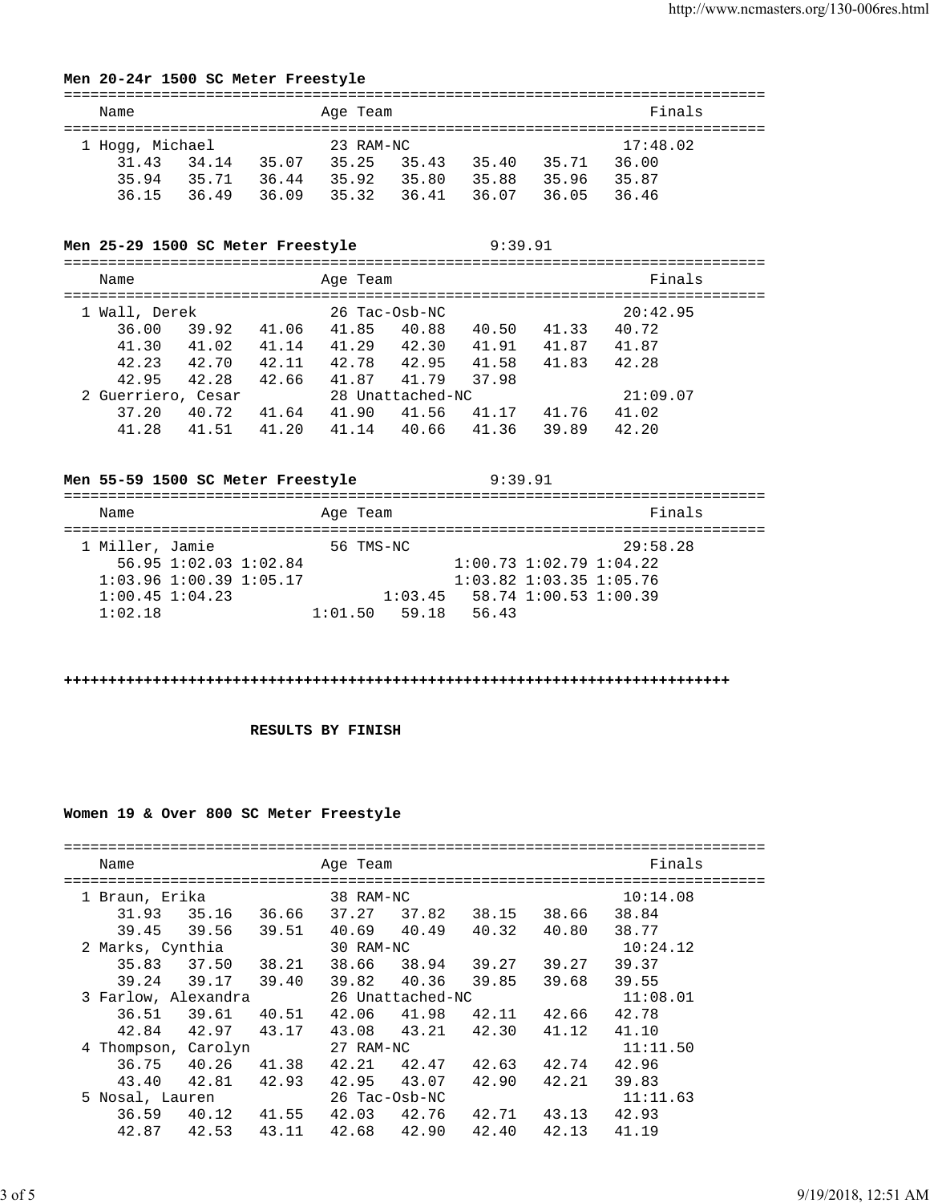**Men 20-24r 1500 SC Meter Freestyle**

```
===============================================================================
    Name                    Age Team                                   Finals
===============================================================================
  1 Hogg, Michael            23 RAM-NC                               17:48.02
      31.43    34.14    35.07    35.25    35.43    35.40    35.71    36.00
      35.94    35.71    36.44    35.92    35.80    35.88    35.96    35.87
      36.15    36.49    36.09    35.32    36.41    36.07    36.05    36.46
```

**Men 25-29 1500 SC Meter Freestyle** 9:39.91

```
===============================================================================
    Name                    Age Team                                   Finals
===============================================================================
  1 Wall, Derek              26 Tac-Osb-NC                           20:42.95
      36.00    39.92    41.06    41.85    40.88    40.50    41.33    40.72
      41.30    41.02    41.14    41.29    42.30    41.91    41.87    41.87
      42.23    42.70    42.11    42.78    42.95    41.58    41.83    42.28
      42.95    42.28    42.66    41.87    41.79    37.98
  2 Guerriero, Cesar         28 Unattached-NC                        21:09.07
      37.20    40.72    41.64    41.90    41.56    41.17    41.76    41.02
      41.28    41.51    41.20    41.14    40.66    41.36    39.89    42.20
```

**Men 55-59 1500 SC Meter Freestyle** 9:39.91

```
===============================================================================
    Name                    Age Team                                   Finals
===============================================================================
  1 Miller, Jamie            56 TMS-NC                               29:58.28
      56.95 1:02.03 1:02.84                  1:00.73 1:02.79 1:04.22
    1:03.96 1:00.39 1:05.17                  1:03.82 1:03.35 1:05.76
    1:00.45 1:04.23                  1:03.45   58.74 1:00.53 1:00.39
    1:02.18                 1:01.50    59.18   56.43
```

+++++++++++++++++++++++++++++++++++++++++++++++++++++++++++++++++++++++++++++

**RESULTS BY FINISH**

**Women 19 & Over 800 SC Meter Freestyle**

```
===============================================================================
    Name                    Age Team                                   Finals
===============================================================================
  1 Braun, Erika             38 RAM-NC                               10:14.08
      31.93    35.16    36.66    37.27    37.82    38.15    38.66    38.84
      39.45    39.56    39.51    40.69    40.49    40.32    40.80    38.77
  2 Marks, Cynthia           30 RAM-NC                               10:24.12
      35.83    37.50    38.21    38.66    38.94    39.27    39.27    39.37
      39.24    39.17    39.40    39.82    40.36    39.85    39.68    39.55
  3 Farlow, Alexandra        26 Unattached-NC                        11:08.01
      36.51    39.61    40.51    42.06    41.98    42.11    42.66    42.78
      42.84    42.97    43.17    43.08    43.21    42.30    41.12    41.10
  4 Thompson, Carolyn        27 RAM-NC                               11:11.50
      36.75    40.26    41.38    42.21    42.47    42.63    42.74    42.96
      43.40    42.81    42.93    42.95    43.07    42.90    42.21    39.83
  5 Nosal, Lauren            26 Tac-Osb-NC                           11:11.63
      36.59    40.12    41.55    42.03    42.76    42.71    43.13    42.93
      42.87    42.53    43.11    42.68    42.90    42.40    42.13    41.19
```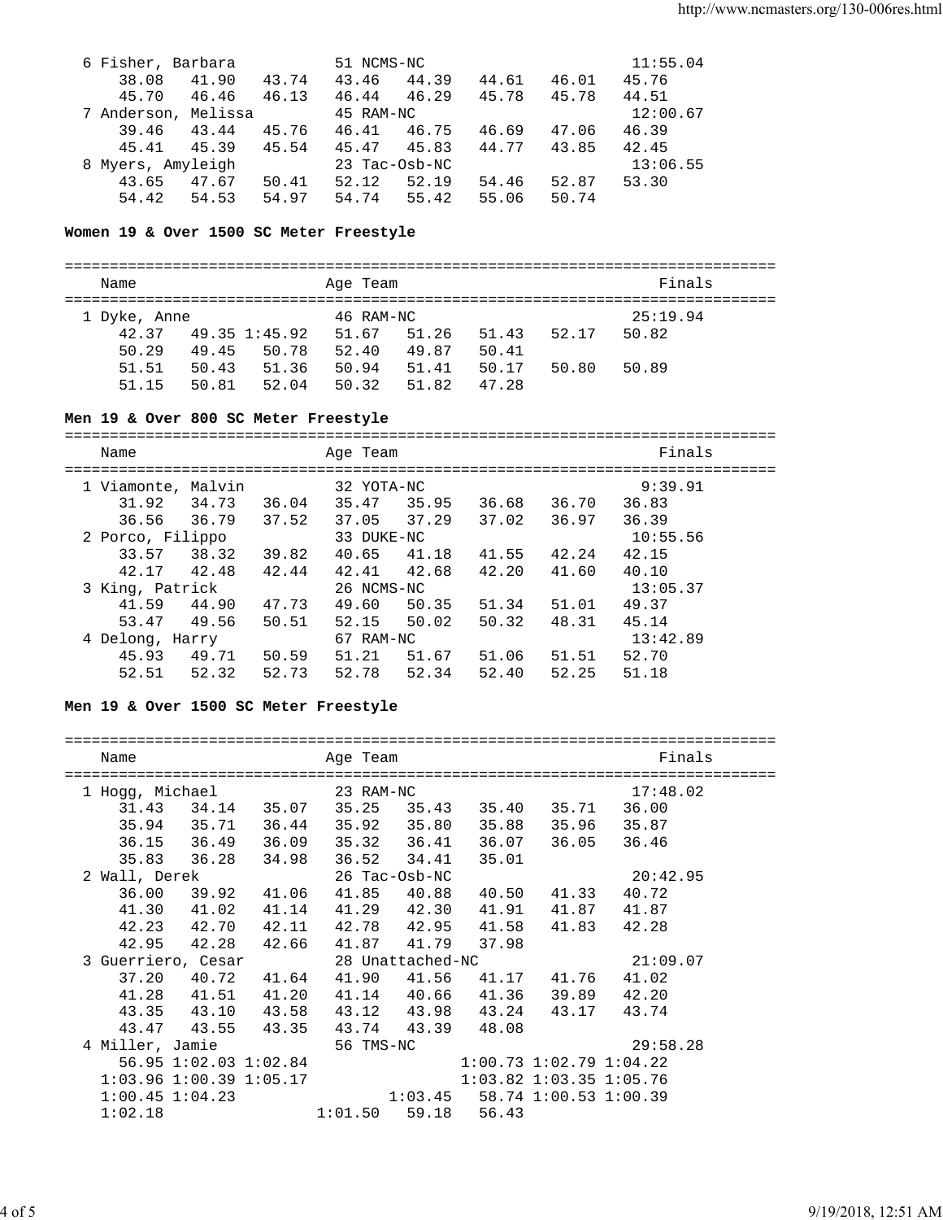```
  6 Fisher, Barbara           51 NCMS-NC                               11:55.04
     38.08   41.90   43.74   43.46   44.39   44.61   46.01   45.76
     45.70   46.46   46.13   46.44   46.29   45.78   45.78   44.51
  7 Anderson, Melissa         45 RAM-NC                                12:00.67
     39.46   43.44   45.76   46.41   46.75   46.69   47.06   46.39
     45.41   45.39   45.54   45.47   45.83   44.77   43.85   42.45
  8 Myers, Amyleigh           23 Tac-Osb-NC                            13:06.55
     43.65   47.67   50.41   52.12   52.19   54.46   52.87   53.30
     54.42   54.53   54.97   54.74   55.42   55.06   50.74
```

**Women 19 & Over 1500 SC Meter Freestyle**

```
===============================================================================
    Name                    Age Team                                    Finals
===============================================================================
  1 Dyke, Anne              46 RAM-NC                                25:19.94
     42.37   49.35 1:45.92   51.67   51.26   51.43   52.17   50.82
     50.29   49.45   50.78   52.40   49.87   50.41
     51.51   50.43   51.36   50.94   51.41   50.17   50.80   50.89
     51.15   50.81   52.04   50.32   51.82   47.28
```

**Men 19 & Over 800 SC Meter Freestyle**

```
===============================================================================
    Name                    Age Team                                    Finals
===============================================================================
  1 Viamonte, Malvin          32 YOTA-NC                                9:39.91
     31.92   34.73   36.04   35.47   35.95   36.68   36.70   36.83
     36.56   36.79   37.52   37.05   37.29   37.02   36.97   36.39
  2 Porco, Filippo            33 DUKE-NC                               10:55.56
     33.57   38.32   39.82   40.65   41.18   41.55   42.24   42.15
     42.17   42.48   42.44   42.41   42.68   42.20   41.60   40.10
  3 King, Patrick             26 NCMS-NC                               13:05.37
     41.59   44.90   47.73   49.60   50.35   51.34   51.01   49.37
     53.47   49.56   50.51   52.15   50.02   50.32   48.31   45.14
  4 Delong, Harry             67 RAM-NC                                13:42.89
     45.93   49.71   50.59   51.21   51.67   51.06   51.51   52.70
     52.51   52.32   52.73   52.78   52.34   52.40   52.25   51.18
```

**Men 19 & Over 1500 SC Meter Freestyle**

```
===============================================================================
    Name                    Age Team                                    Finals
===============================================================================
  1 Hogg, Michael             23 RAM-NC                                17:48.02
     31.43   34.14   35.07   35.25   35.43   35.40   35.71   36.00
     35.94   35.71   36.44   35.92   35.80   35.88   35.96   35.87
     36.15   36.49   36.09   35.32   36.41   36.07   36.05   36.46
     35.83   36.28   34.98   36.52   34.41   35.01
  2 Wall, Derek               26 Tac-Osb-NC                            20:42.95
     36.00   39.92   41.06   41.85   40.88   40.50   41.33   40.72
     41.30   41.02   41.14   41.29   42.30   41.91   41.87   41.87
     42.23   42.70   42.11   42.78   42.95   41.58   41.83   42.28
     42.95   42.28   42.66   41.87   41.79   37.98
  3 Guerriero, Cesar          28 Unattached-NC                         21:09.07
     37.20   40.72   41.64   41.90   41.56   41.17   41.76   41.02
     41.28   41.51   41.20   41.14   40.66   41.36   39.89   42.20
     43.35   43.10   43.58   43.12   43.98   43.24   43.17   43.74
     43.47   43.55   43.35   43.74   43.39   48.08
  4 Miller, Jamie             56 TMS-NC                                29:58.28
     56.95 1:02.03 1:02.84                         1:00.73 1:02.79 1:04.22
   1:03.96 1:00.39 1:05.17                         1:03.82 1:03.35 1:05.76
   1:00.45 1:04.23                 1:03.45   58.74 1:00.53 1:00.39
   1:02.18                 1:01.50   59.18   56.43
```